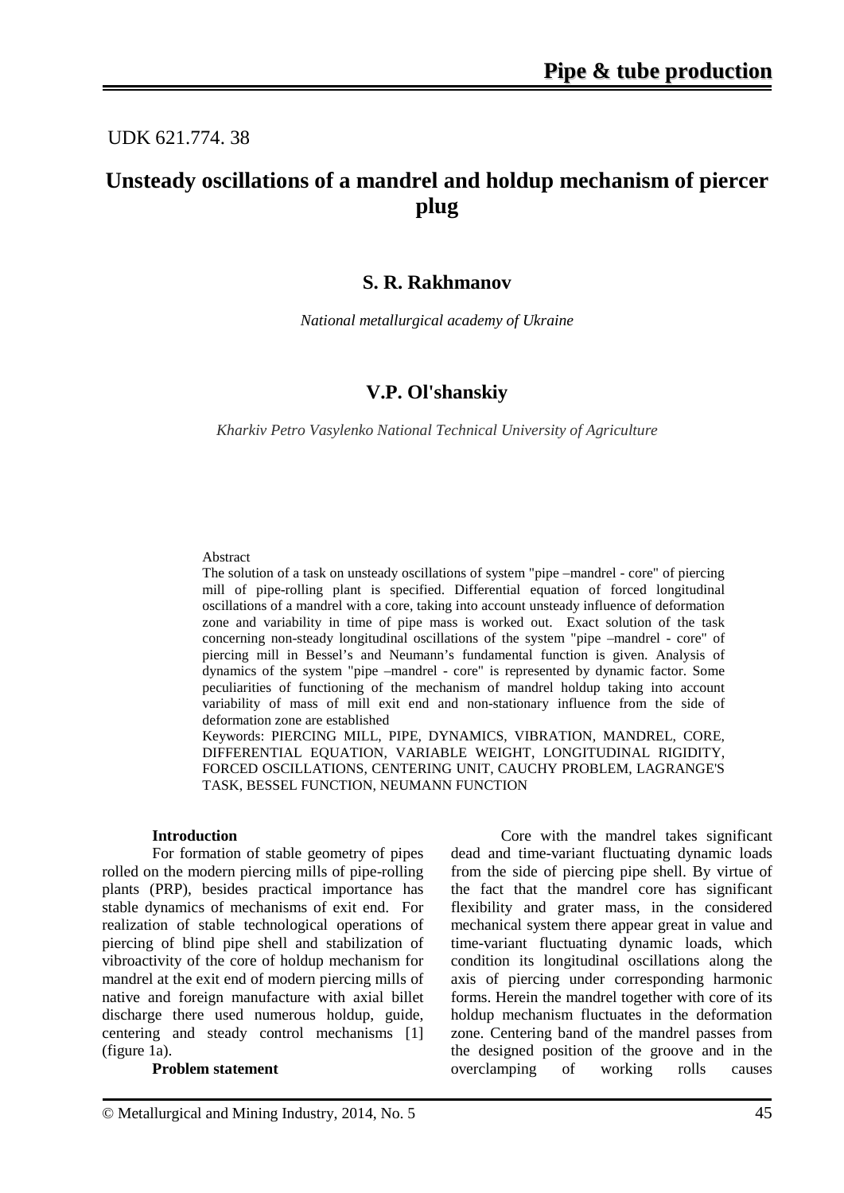UDK 621.774. 38

# Unsteady oscillations of a mandrel and holdup mechanism of piercer plug

## S. R. Rakhmanov

*National metallurgical academy of Ukraine*

## V.P. Ol'shanskiy

*Kharkiv Petro Vasylenko National Technical University of Agriculture*

Abstract

The solution of a task on unsteady oscillations of system "pipe –mandrel - core" of piercing mill of pipe-rolling plant is specified. Differential equation of forced longitudinal oscillations of a mandrel with a core, taking into account unsteady influence of deformation zone and variability in time of pipe mass is worked out. Exact solution of the task concerning non-steady longitudinal oscillations of the system "pipe –mandrel - core" of piercing mill in Bessel's and Neumann's fundamental function is given. Analysis of dynamics of the system "pipe –mandrel - core" is represented by dynamic factor. Some peculiarities of functioning of the mechanism of mandrel holdup taking into account variability of mass of mill exit end and non-stationary influence from the side of deformation zone are established

Keywords: PIERCING MILL, PIPE, DYNAMICS, VIBRATION, MANDREL, CORE, DIFFERENTIAL EQUATION, VARIABLE WEIGHT, LONGITUDINAL RIGIDITY, FORCED OSCILLATIONS, CENTERING UNIT, CAUCHY PROBLEM, LAGRANGE'S TASK, BESSEL FUNCTION, NEUMANN FUNCTION

**Introduction**

For formation of stable geometry of pipes rolled on the modern piercing mills of pipe-rolling plants (PRP), besides practical importance has stable dynamics of mechanisms of exit end. For realization of stable technological operations of piercing of blind pipe shell and stabilization of vibroactivity of the core of holdup mechanism for mandrel at the exit end of modern piercing mills of native and foreign manufacture with axial billet discharge there used numerous holdup, guide, centering and steady control mechanisms [1] (figure 1a).

**Problem statement**

Core with the mandrel takes significant dead and time-variant fluctuating dynamic loads from the side of piercing pipe shell. By virtue of the fact that the mandrel core has significant flexibility and grater mass, in the considered mechanical system there appear great in value and time-variant fluctuating dynamic loads, which condition its longitudinal oscillations along the axis of piercing under corresponding harmonic forms. Herein the mandrel together with core of its holdup mechanism fluctuates in the deformation zone. Centering band of the mandrel passes from the designed position of the groove and in the overclamping of working rolls causes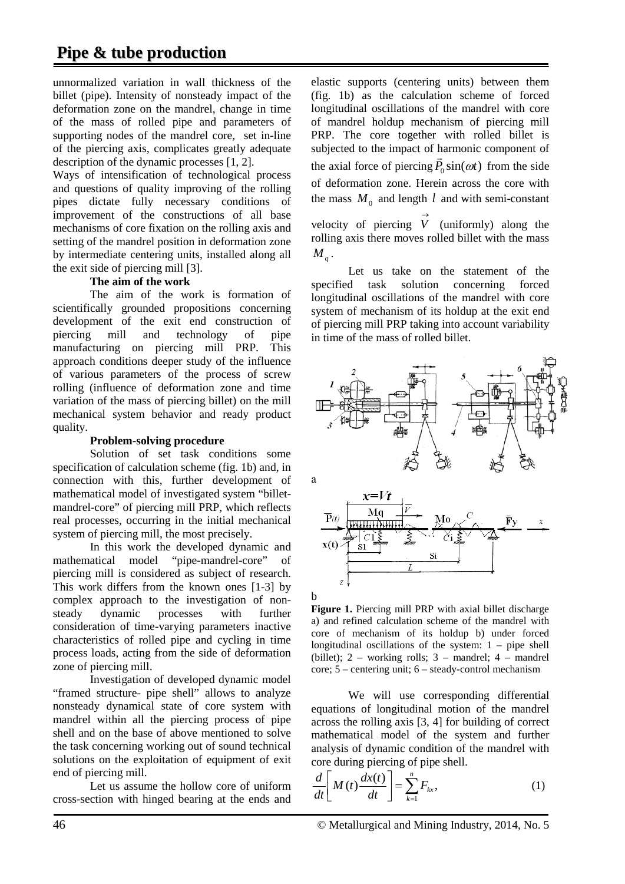unnormalized variation in wall thickness of the billet (pipe). Intensity of nonsteady impact of the deformation zone on the mandrel, change in time of the mass of rolled pipe and parameters of supporting nodes of the mandrel core, set in-line of the piercing axis, complicates greatly adequate description of the dynamic processes [1, 2].

Ways of intensification of technological process and questions of quality improving of the rolling pipes dictate fully necessary conditions of improvement of the constructions of all base mechanisms of core fixation on the rolling axis and setting of the mandrel position in deformation zone by intermediate centering units, installed along all the exit side of piercing mill [3].

**The aim of the work**

The aim of the work is formation of scientifically grounded propositions concerning development of the exit end construction of piercing mill and technology of pipe manufacturing on piercing mill PRP. This approach conditions deeper study of the influence of various parameters of the process of screw rolling (influence of deformation zone and time variation of the mass of piercing billet) on the mill mechanical system behavior and ready product quality.

**Problem-solving procedure**

Solution of set task conditions some specification of calculation scheme (fig. 1b) and, in connection with this, further development of mathematical model of investigated system "billet-mandrel-core" of piercing mill PRP, which reflects real processes, occurring in the initial mechanical system of piercing mill, the most precisely.

In this work the developed dynamic and mathematical model "pipe-mandrel-core" of piercing mill is considered as subject of research. This work differs from the known ones [1-3] by complex approach to the investigation of non-steady dynamic processes with further consideration of time-varying parameters inactive characteristics of rolled pipe and cycling in time process loads, acting from the side of deformation zone of piercing mill.

Investigation of developed dynamic model "framed structure- pipe shell" allows to analyze nonsteady dynamical state of core system with mandrel within all the piercing process of pipe shell and on the base of above mentioned to solve the task concerning working out of sound technical solutions on the exploitation of equipment of exit end of piercing mill.

Let us assume the hollow core of uniform cross-section with hinged bearing at the ends and elastic supports (centering units) between them (fig. 1b) as the calculation scheme of forced longitudinal oscillations of the mandrel with core of mandrel holdup mechanism of piercing mill PRP. The core together with rolled billet is subjected to the impact of harmonic component of the axial force of piercing $\vec{P}_0 \sin(\omega t)$ from the side of deformation zone. Herein across the core with the mass $M_0$ and length $l$ and with semi-constant velocity of piercing $\vec{V}$ (uniformly) along the rolling axis there moves rolled billet with the mass $M_q$.

Let us take on the statement of the specified task solution concerning forced longitudinal oscillations of the mandrel with core system of mechanism of its holdup at the exit end of piercing mill PRP taking into account variability in time of the mass of rolled billet.

a

b

**Figure 1.** Piercing mill PRP with axial billet discharge a) and refined calculation scheme of the mandrel with core of mechanism of its holdup b) under forced longitudinal oscillations of the system: 1 – pipe shell (billet); 2 – working rolls; 3 – mandrel; 4 – mandrel core; 5 – centering unit; 6 – steady-control mechanism

We will use corresponding differential equations of longitudinal motion of the mandrel across the rolling axis [3, 4] for building of correct mathematical model of the system and further analysis of dynamic condition of the mandrel with core during piercing of pipe shell.

$$\frac{d}{dt}\left[ M(t)\frac{dx(t)}{dt} \right] = \sum_{k=1}^{n} F_{kx}, \qquad (1)$$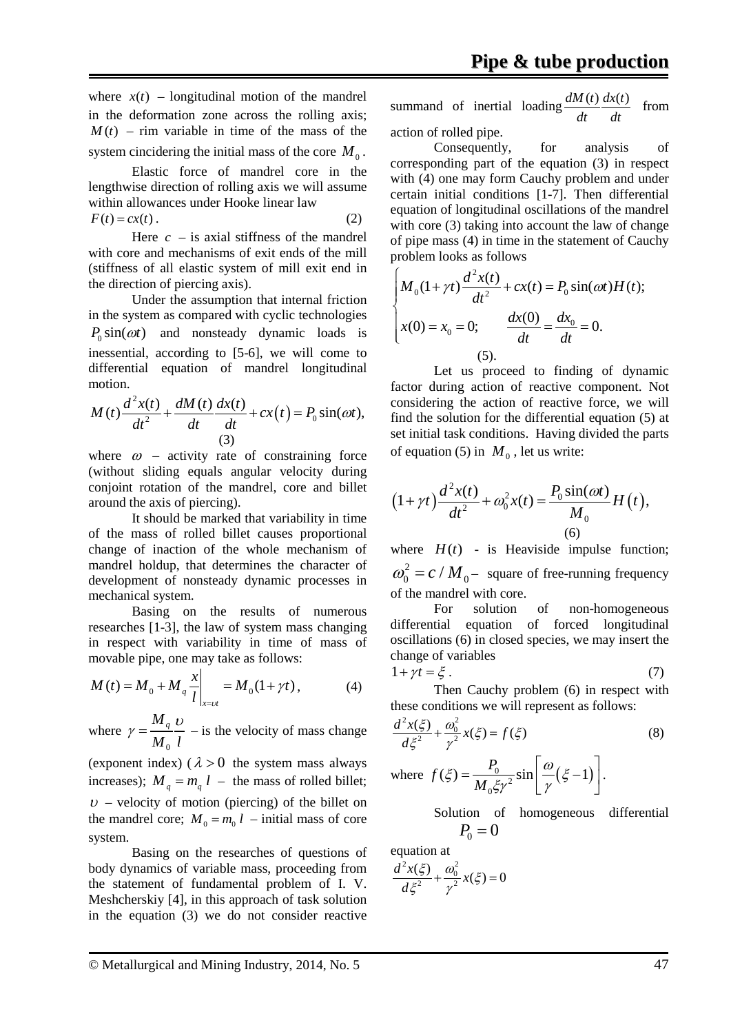where $x(t)$ – longitudinal motion of the mandrel in the deformation zone across the rolling axis; $M(t)$ – rim variable in time of the mass of the system cincidering the initial mass of the core $M_0$.

Elastic force of mandrel core in the lengthwise direction of rolling axis we will assume within allowances under Hooke linear law

$$F(t) = cx(t). \quad (2)$$

Here $c$ – is axial stiffness of the mandrel with core and mechanisms of exit ends of the mill (stiffness of all elastic system of mill exit end in the direction of piercing axis).

Under the assumption that internal friction in the system as compared with cyclic technologies $P_0 \sin(\omega t)$ and nonsteady dynamic loads is inessential, according to [5-6], we will come to differential equation of mandrel longitudinal motion.

$$M(t)\frac{d^2x(t)}{dt^2} + \frac{dM(t)}{dt}\frac{dx(t)}{dt} + cx(t) = P_0 \sin(\omega t), \quad (3)$$

where $\omega$ – activity rate of constraining force (without sliding equals angular velocity during conjoint rotation of the mandrel, core and billet around the axis of piercing).

It should be marked that variability in time of the mass of rolled billet causes proportional change of inaction of the whole mechanism of mandrel holdup, that determines the character of development of nonsteady dynamic processes in mechanical system.

Basing on the results of numerous researches [1-3], the law of system mass changing in respect with variability in time of mass of movable pipe, one may take as follows:

$$M(t) = M_0 + M_q \left.\frac{x}{l}\right|_{x=\upsilon t} = M_0(1 + \gamma t), \quad (4)$$

where $\gamma = \dfrac{M_q}{M_0}\dfrac{\upsilon}{l}$ – is the velocity of mass change (exponent index) ($\lambda > 0$ the system mass always increases); $M_q = m_q\, l$ – the mass of rolled billet; $\upsilon$ – velocity of motion (piercing) of the billet on the mandrel core; $M_0 = m_0\, l$ – initial mass of core system.

Basing on the researches of questions of body dynamics of variable mass, proceeding from the statement of fundamental problem of I. V. Meshcherskiy [4], in this approach of task solution in the equation (3) we do not consider reactive summand of inertial loading $\dfrac{dM(t)}{dt}\dfrac{dx(t)}{dt}$ from action of rolled pipe.

Consequently, for analysis of corresponding part of the equation (3) in respect with (4) one may form Cauchy problem and under certain initial conditions [1-7]. Then differential equation of longitudinal oscillations of the mandrel with core (3) taking into account the law of change of pipe mass (4) in time in the statement of Cauchy problem looks as follows

$$\begin{cases} M_0(1+\gamma t)\dfrac{d^2x(t)}{dt^2} + cx(t) = P_0 \sin(\omega t) H(t); \\ x(0) = x_0 = 0; \qquad \dfrac{dx(0)}{dt} = \dfrac{dx_0}{dt} = 0. \end{cases} \quad (5).$$

Let us proceed to finding of dynamic factor during action of reactive component. Not considering the action of reactive force, we will find the solution for the differential equation (5) at set initial task conditions. Having divided the parts of equation (5) in $M_0$, let us write:

$$\left(1+\gamma t\right)\frac{d^2x(t)}{dt^2} + \omega_0^2 x(t) = \frac{P_0 \sin(\omega t)}{M_0} H\left(t\right), \quad (6)$$

where $H(t)$ - is Heaviside impulse function; $\omega_0^2 = c / M_0$ – square of free-running frequency of the mandrel with core.

For solution of non-homogeneous differential equation of forced longitudinal oscillations (6) in closed species, we may insert the change of variables

$$1 + \gamma t = \xi. \quad (7)$$

Then Cauchy problem (6) in respect with these conditions we will represent as follows:

$$\frac{d^2x(\xi)}{d\xi^2} + \frac{\omega_0^2}{\gamma^2} x(\xi) = f(\xi) \quad (8)$$

where $f(\xi) = \dfrac{P_0}{M_0 \xi \gamma^2} \sin\left[\dfrac{\omega}{\gamma}\left(\xi - 1\right)\right]$.

Solution of homogeneous differential equation at $P_0 = 0$

$$\frac{d^2x(\xi)}{d\xi^2} + \frac{\omega_0^2}{\gamma^2} x(\xi) = 0$$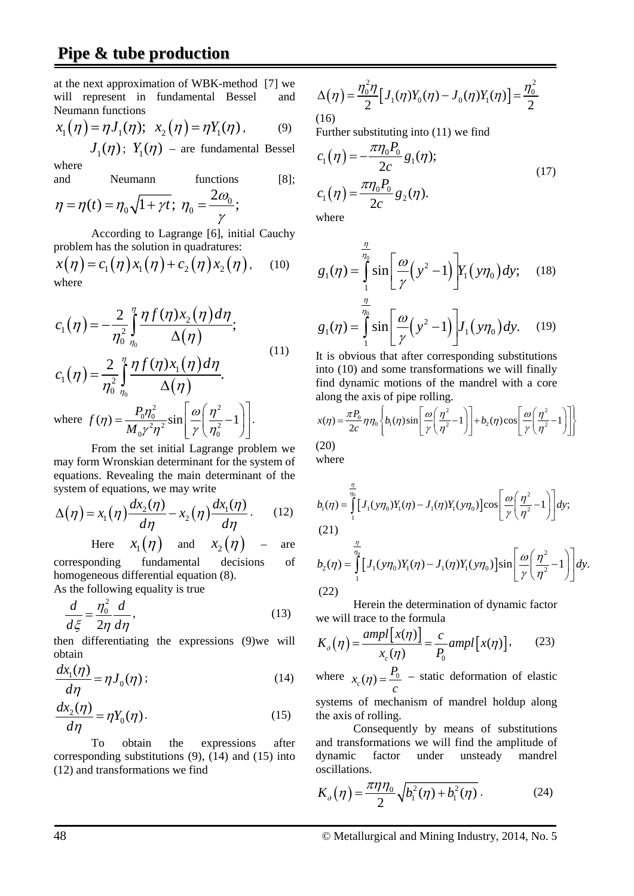at the next approximation of WBK-method [7] we will represent in fundamental Bessel and Neumann functions

$$x_1(\eta) = \eta J_1(\eta); \;\; x_2(\eta) = \eta Y_1(\eta), \tag{9}$$

where $J_1(\eta)$; $Y_1(\eta)$ – are fundamental Bessel and Neumann functions [8];

$$\eta = \eta(t) = \eta_0\sqrt{1+\gamma t}; \;\; \eta_0 = \frac{2\omega_0}{\gamma};$$

According to Lagrange [6], initial Cauchy problem has the solution in quadratures:

$$x(\eta) = c_1(\eta)x_1(\eta) + c_2(\eta)x_2(\eta), \tag{10}$$

where

$$c_1(\eta) = -\frac{2}{\eta_0^2}\int_{\eta_0}^{\eta}\frac{\eta f(\eta)x_2(\eta)d\eta}{\Delta(\eta)};$$
$$c_1(\eta) = \frac{2}{\eta_0^2}\int_{\eta_0}^{\eta}\frac{\eta f(\eta)x_1(\eta)d\eta}{\Delta(\eta)}. \tag{11}$$

where $f(\eta) = \frac{P_0\eta_0^2}{M_0\gamma^2\eta^2}\sin\left[\frac{\omega}{\gamma}\left(\frac{\eta^2}{\eta_0^2}-1\right)\right].$

From the set initial Lagrange problem we may form Wronskian determinant for the system of equations. Revealing the main determinant of the system of equations, we may write

$$\Delta(\eta) = x_1(\eta)\frac{dx_2(\eta)}{d\eta} - x_2(\eta)\frac{dx_1(\eta)}{d\eta}. \tag{12}$$

Here $x_1(\eta)$ and $x_2(\eta)$ – are corresponding fundamental decisions of homogeneous differential equation (8).

As the following equality is true

$$\frac{d}{d\xi} = \frac{\eta_0^2}{2\eta}\frac{d}{d\eta}, \tag{13}$$

then differentiating the expressions (9)we will obtain

$$\frac{dx_1(\eta)}{d\eta} = \eta J_0(\eta); \tag{14}$$

$$\frac{dx_2(\eta)}{d\eta} = \eta Y_0(\eta). \tag{15}$$

To obtain the expressions after corresponding substitutions (9), (14) and (15) into (12) and transformations we find

$$\Delta(\eta) = \frac{\eta_0^2\eta}{2}\left[J_1(\eta)Y_0(\eta) - J_0(\eta)Y_1(\eta)\right] = \frac{\eta_0^2}{2} \tag{16}$$

Further substituting into (11) we find

$$c_1(\eta) = -\frac{\pi\eta_0P_0}{2c}g_1(\eta);$$
$$c_1(\eta) = \frac{\pi\eta_0P_0}{2c}g_2(\eta). \tag{17}$$

where

$$g_1(\eta) = \int_1^{\frac{\eta}{\eta_0}}\sin\left[\frac{\omega}{\gamma}\left(y^2-1\right)\right]Y_1(y\eta_0)\,dy; \tag{18}$$

$$g_1(\eta) = \int_1^{\frac{\eta}{\eta_0}}\sin\left[\frac{\omega}{\gamma}\left(y^2-1\right)\right]J_1(y\eta_0)\,dy. \tag{19}$$

It is obvious that after corresponding substitutions into (10) and some transformations we will finally find dynamic motions of the mandrel with a core along the axis of pipe rolling.

$$x(\eta) = \frac{\pi P_0}{2c}\eta\eta_0\left\{b_1(\eta)\sin\left[\frac{\omega}{\gamma}\left(\frac{\eta^2}{\eta^2}-1\right)\right] + b_2(\eta)\cos\left[\frac{\omega}{\gamma}\left(\frac{\eta^2}{\eta^2}-1\right)\right]\right\} \tag{20}$$

where

$$b_1(\eta) = \int_1^{\frac{\eta}{\eta_0}}\left[J_1(y\eta_0)Y_1(\eta) - J_1(\eta)Y_1(y\eta_0)\right]\cos\left[\frac{\omega}{\gamma}\left(\frac{\eta^2}{\eta^2}-1\right)\right]dy; \tag{21}$$

$$b_2(\eta) = \int_1^{\frac{\eta}{\eta_0}}\left[J_1(y\eta_0)Y_1(\eta) - J_1(\eta)Y_1(y\eta_0)\right]\sin\left[\frac{\omega}{\gamma}\left(\frac{\eta^2}{\eta^2}-1\right)\right]dy. \tag{22}$$

Herein the determination of dynamic factor we will trace to the formula

$$K_\partial(\eta) = \frac{ampl\left[x(\eta)\right]}{x_c(\eta)} = \frac{c}{P_0}ampl\left[x(\eta)\right], \tag{23}$$

where $x_c(\eta) = \frac{P_0}{c}$ – static deformation of elastic systems of mechanism of mandrel holdup along the axis of rolling.

Consequently by means of substitutions and transformations we will find the amplitude of dynamic factor under unsteady mandrel oscillations.

$$K_\partial(\eta) = \frac{\pi\eta\eta_0}{2}\sqrt{b_1^2(\eta) + b_1^2(\eta)}. \tag{24}$$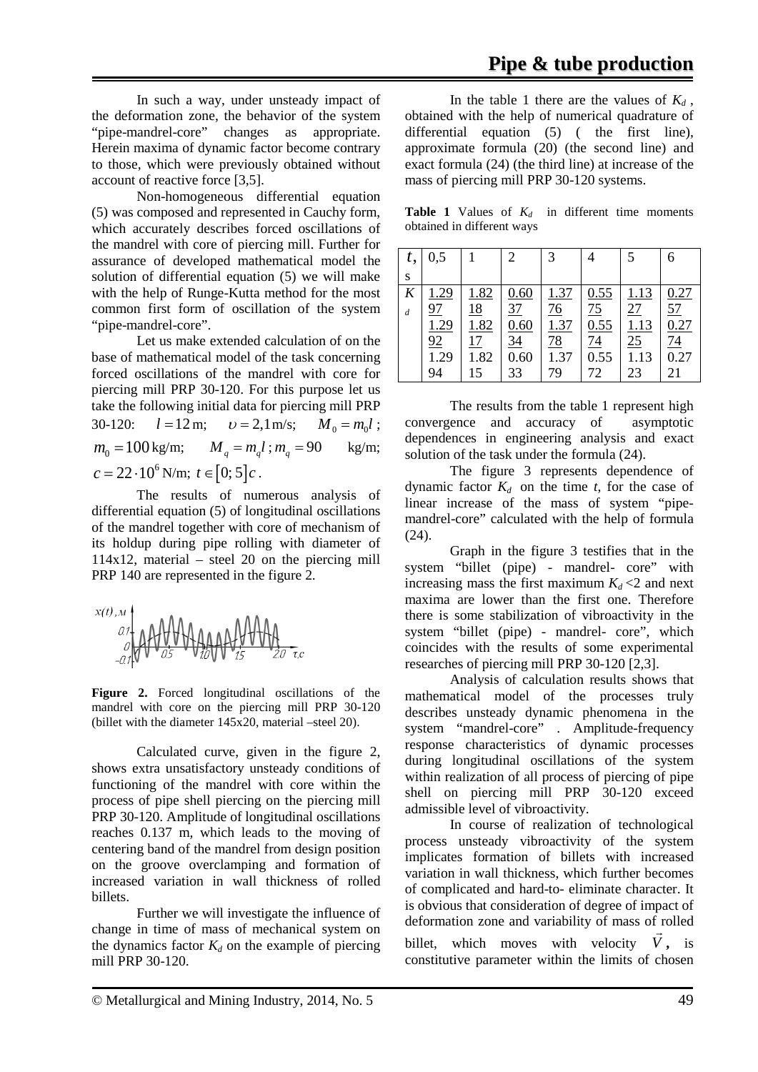In such a way, under unsteady impact of the deformation zone, the behavior of the system "pipe-mandrel-core" changes as appropriate. Herein maxima of dynamic factor become contrary to those, which were previously obtained without account of reactive force [3,5].

Non-homogeneous differential equation (5) was composed and represented in Cauchy form, which accurately describes forced oscillations of the mandrel with core of piercing mill. Further for assurance of developed mathematical model the solution of differential equation (5) we will make with the help of Runge-Kutta method for the most common first form of oscillation of the system "pipe-mandrel-core".

Let us make extended calculation of on the base of mathematical model of the task concerning forced oscillations of the mandrel with core for piercing mill PRP 30-120. For this purpose let us take the following initial data for piercing mill PRP 30-120: $l = 12$ m; $\upsilon = 2{,}1$ m/s; $M_0 = m_0 l$; $m_0 = 100$ kg/m; $M_q = m_q l$; $m_q = 90$ kg/m; $c = 22 \cdot 10^6$ N/m; $t \in [0; 5]c$.

The results of numerous analysis of differential equation (5) of longitudinal oscillations of the mandrel together with core of mechanism of its holdup during pipe rolling with diameter of 114x12, material – steel 20 on the piercing mill PRP 140 are represented in the figure 2.

**Figure 2.** Forced longitudinal oscillations of the mandrel with core on the piercing mill PRP 30-120 (billet with the diameter 145x20, material –steel 20).

Calculated curve, given in the figure 2, shows extra unsatisfactory unsteady conditions of functioning of the mandrel with core within the process of pipe shell piercing on the piercing mill PRP 30-120. Amplitude of longitudinal oscillations reaches 0.137 m, which leads to the moving of centering band of the mandrel from design position on the groove overclamping and formation of increased variation in wall thickness of rolled billets.

Further we will investigate the influence of change in time of mass of mechanical system on the dynamics factor $K_d$ on the example of piercing mill PRP 30-120.

In the table 1 there are the values of $K_d$, obtained with the help of numerical quadrature of differential equation (5) ( the first line), approximate formula (20) (the second line) and exact formula (24) (the third line) at increase of the mass of piercing mill PRP 30-120 systems.

**Table 1** Values of $K_d$ in different time moments obtained in different ways

| $t$, s | 0,5 | 1 | 2 | 3 | 4 | 5 | 6 |
|---|---|---|---|---|---|---|---|
| $K_d$ | 1.2997 | 1.8218 | 0.6037 | 1.3776 | 0.5575 | 1.1327 | 0.2757 |
| | 1.2992 | 1.8217 | 0.6034 | 1.3778 | 0.5574 | 1.1325 | 0.2774 |
| | 1.2994 | 1.8215 | 0.6033 | 1.3779 | 0.5572 | 1.1323 | 0.2721 |

The results from the table 1 represent high convergence and accuracy of asymptotic dependences in engineering analysis and exact solution of the task under the formula (24).

The figure 3 represents dependence of dynamic factor $K_d$ on the time $t$, for the case of linear increase of the mass of system "pipe-mandrel-core" calculated with the help of formula (24).

Graph in the figure 3 testifies that in the system "billet (pipe) - mandrel- core" with increasing mass the first maximum $K_d < 2$ and next maxima are lower than the first one. Therefore there is some stabilization of vibroactivity in the system "billet (pipe) - mandrel- core", which coincides with the results of some experimental researches of piercing mill PRP 30-120 [2,3].

Analysis of calculation results shows that mathematical model of the processes truly describes unsteady dynamic phenomena in the system "mandrel-core" . Amplitude-frequency response characteristics of dynamic processes during longitudinal oscillations of the system within realization of all process of piercing of pipe shell on piercing mill PRP 30-120 exceed admissible level of vibroactivity.

In course of realization of technological process unsteady vibroactivity of the system implicates formation of billets with increased variation in wall thickness, which further becomes of complicated and hard-to- eliminate character. It is obvious that consideration of degree of impact of deformation zone and variability of mass of rolled billet, which moves with velocity $\vec{V}$, is constitutive parameter within the limits of chosen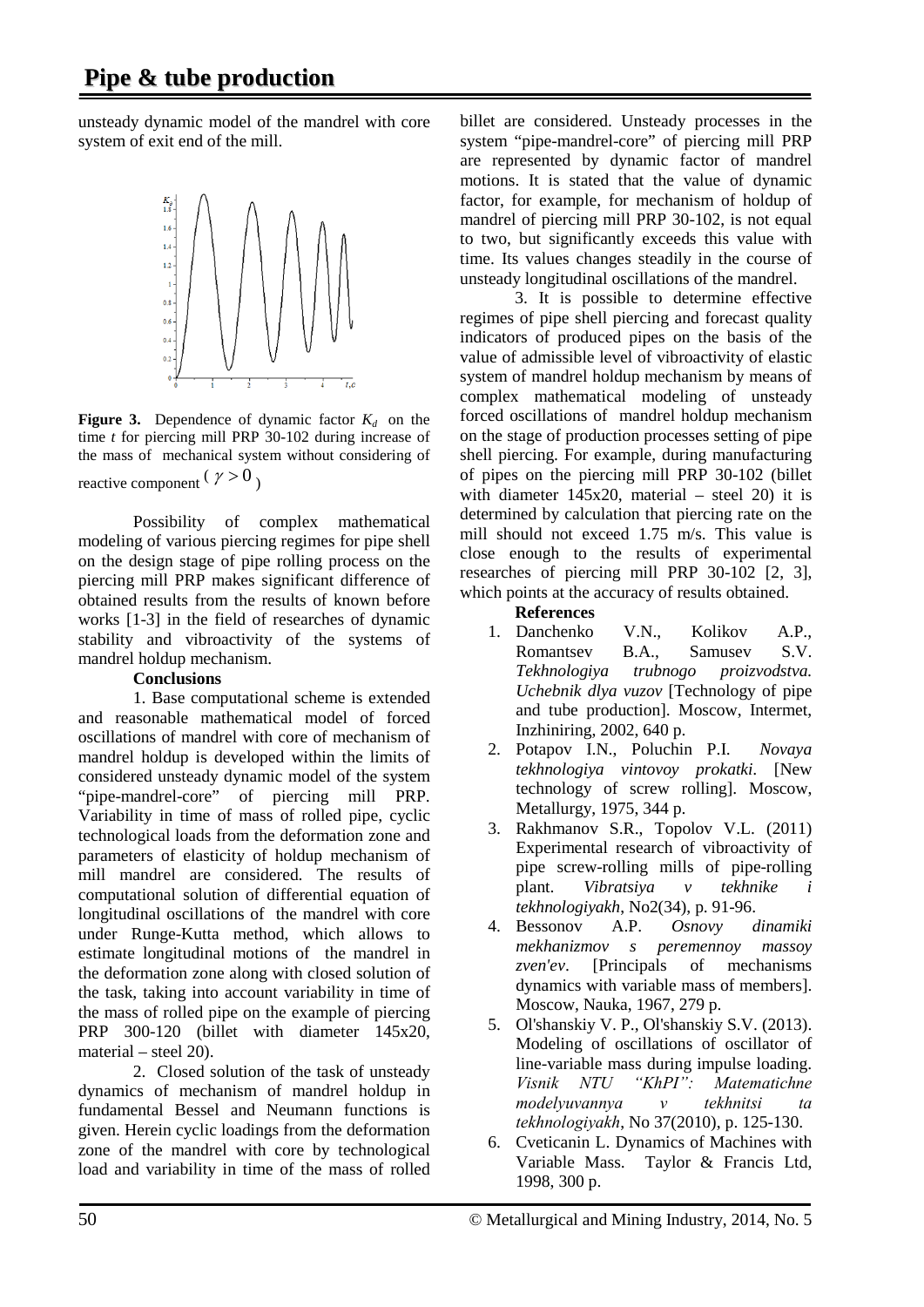unsteady dynamic model of the mandrel with core system of exit end of the mill.

**Figure 3.** Dependence of dynamic factor $K_d$ on the time $t$ for piercing mill PRP 30-102 during increase of the mass of mechanical system without considering of reactive component ( $\gamma > 0$ )

Possibility of complex mathematical modeling of various piercing regimes for pipe shell on the design stage of pipe rolling process on the piercing mill PRP makes significant difference of obtained results from the results of known before works [1-3] in the field of researches of dynamic stability and vibroactivity of the systems of mandrel holdup mechanism.

**Conclusions**

1. Base computational scheme is extended and reasonable mathematical model of forced oscillations of mandrel with core of mechanism of mandrel holdup is developed within the limits of considered unsteady dynamic model of the system "pipe-mandrel-core" of piercing mill PRP. Variability in time of mass of rolled pipe, cyclic technological loads from the deformation zone and parameters of elasticity of holdup mechanism of mill mandrel are considered. The results of computational solution of differential equation of longitudinal oscillations of the mandrel with core under Runge-Kutta method, which allows to estimate longitudinal motions of the mandrel in the deformation zone along with closed solution of the task, taking into account variability in time of the mass of rolled pipe on the example of piercing PRP 300-120 (billet with diameter 145x20, material – steel 20).

2. Closed solution of the task of unsteady dynamics of mechanism of mandrel holdup in fundamental Bessel and Neumann functions is given. Herein cyclic loadings from the deformation zone of the mandrel with core by technological load and variability in time of the mass of rolled billet are considered. Unsteady processes in the system "pipe-mandrel-core" of piercing mill PRP are represented by dynamic factor of mandrel motions. It is stated that the value of dynamic factor, for example, for mechanism of holdup of mandrel of piercing mill PRP 30-102, is not equal to two, but significantly exceeds this value with time. Its values changes steadily in the course of unsteady longitudinal oscillations of the mandrel.

3. It is possible to determine effective regimes of pipe shell piercing and forecast quality indicators of produced pipes on the basis of the value of admissible level of vibroactivity of elastic system of mandrel holdup mechanism by means of complex mathematical modeling of unsteady forced oscillations of mandrel holdup mechanism on the stage of production processes setting of pipe shell piercing. For example, during manufacturing of pipes on the piercing mill PRP 30-102 (billet with diameter 145x20, material – steel 20) it is determined by calculation that piercing rate on the mill should not exceed 1.75 m/s. This value is close enough to the results of experimental researches of piercing mill PRP 30-102 [2, 3], which points at the accuracy of results obtained.

**References**

1. Danchenko V.N., Kolikov A.P., Romantsev B.A., Samusev S.V. *Tekhnologiya trubnogo proizvodstva. Uchebnik dlya vuzov* [Technology of pipe and tube production]. Moscow, Intermet, Inzhiniring, 2002, 640 p.
2. Potapov I.N., Poluchin P.I. *Novaya tekhnologiya vintovoy prokatki*. [New technology of screw rolling]. Moscow, Metallurgy, 1975, 344 p.
3. Rakhmanov S.R., Topolov V.L. (2011) Experimental research of vibroactivity of pipe screw-rolling mills of pipe-rolling plant. *Vibratsiya v tekhnike i tekhnologiyakh*, No2(34), p. 91-96.
4. Bessonov A.P. *Osnovy dinamiki mekhanizmov s peremennoy massoy zven'ev*. [Principals of mechanisms dynamics with variable mass of members]. Moscow, Nauka, 1967, 279 p.
5. Ol'shanskiy V. P., Ol'shanskiy S.V. (2013). Modeling of oscillations of oscillator of line-variable mass during impulse loading. *Visnik NTU "KhPI": Matematichne modelyuvannya v tekhnitsi ta tekhnologiyakh*, No 37(2010), p. 125-130.
6. Cveticanin L. Dynamics of Machines with Variable Mass. Taylor & Francis Ltd, 1998, 300 p.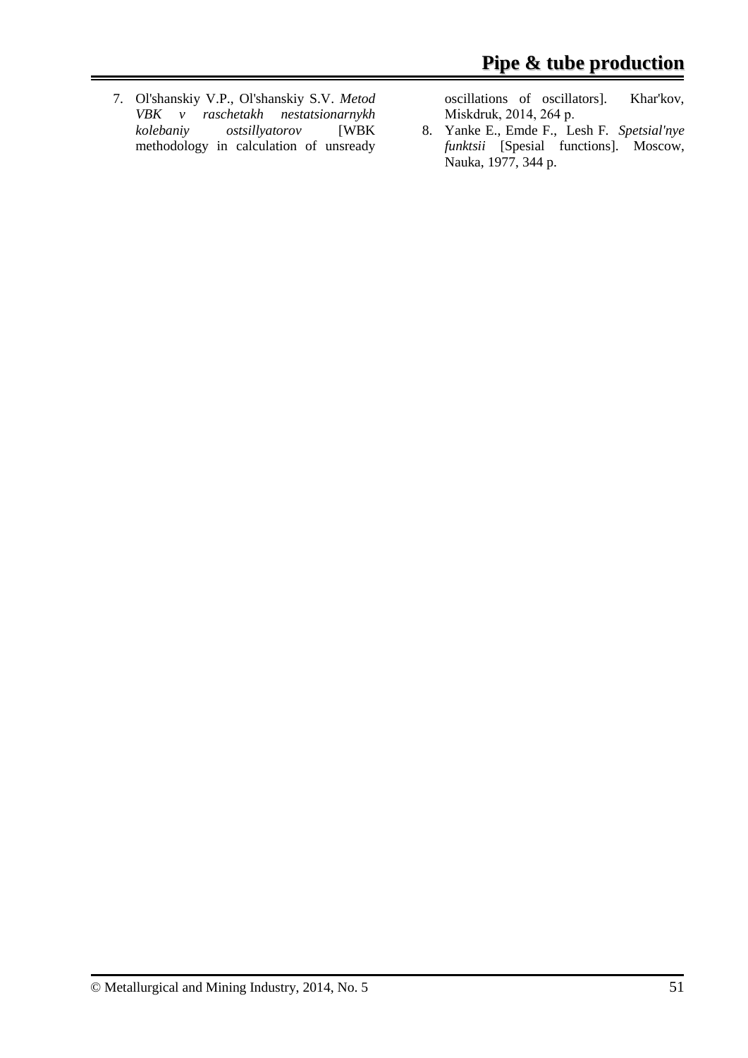7. Ol'shanskiy V.P., Ol'shanskiy S.V. *Metod VBK v raschetakh nestatsionarnykh kolebaniy ostsillyatorov* [WBK methodology in calculation of unsready oscillations of oscillators]. Khar'kov, Miskdruk, 2014, 264 p.
8. Yanke E., Emde F., Lesh F. *Spetsial'nye funktsii* [Spesial functions]. Moscow, Nauka, 1977, 344 p.